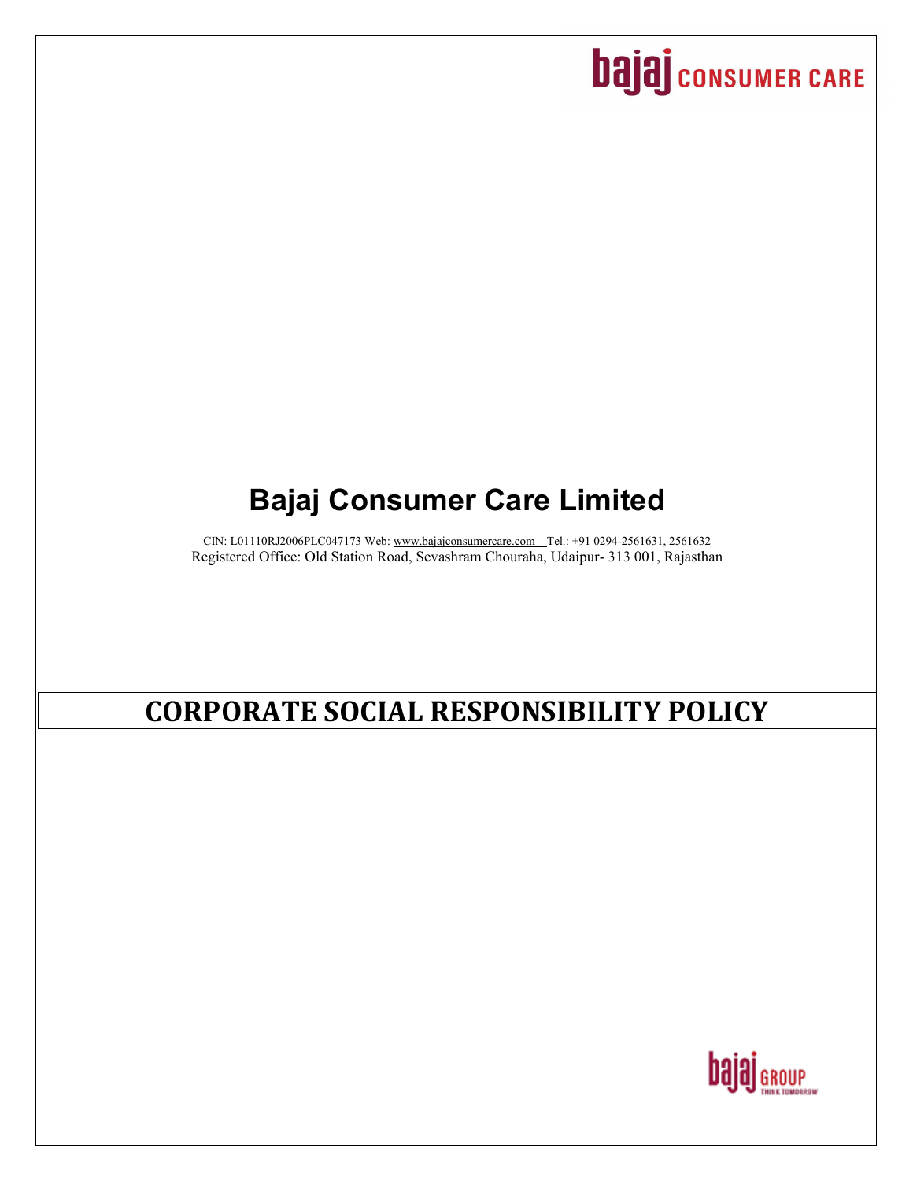bajaj CONSUMER CARE

# Bajaj Consumer Care Limited

CIN: L01110RJ2006PLC047173 Web: www.bajajconsumercare.com Tel.: +91 0294-2561631, 2561632
Registered Office: Old Station Road, Sevashram Chouraha, Udaipur- 313 001, Rajasthan

# CORPORATE SOCIAL RESPONSIBILITY POLICY

bajaj GROUP
THINK TOMORROW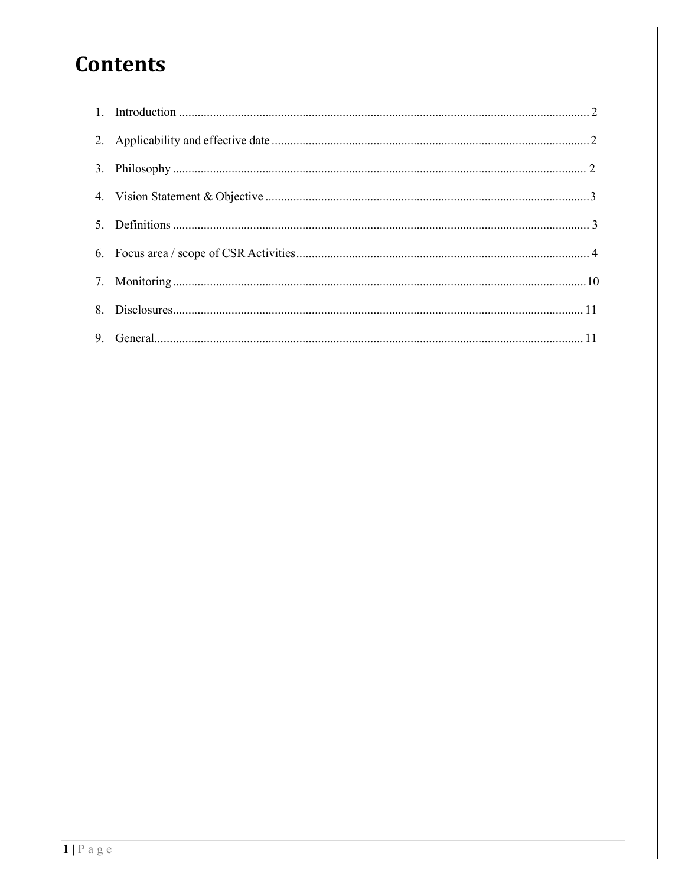# Contents

1. Introduction .................................................................................................................................... 2
2. Applicability and effective date ...................................................................................................... 2
3. Philosophy ..................................................................................................................................... 2
4. Vision Statement & Objective ........................................................................................................ 3
5. Definitions ..................................................................................................................................... 3
6. Focus area / scope of CSR Activities .............................................................................................. 4
7. Monitoring .................................................................................................................................... 10
8. Disclosures.................................................................................................................................... 11
9. General.......................................................................................................................................... 11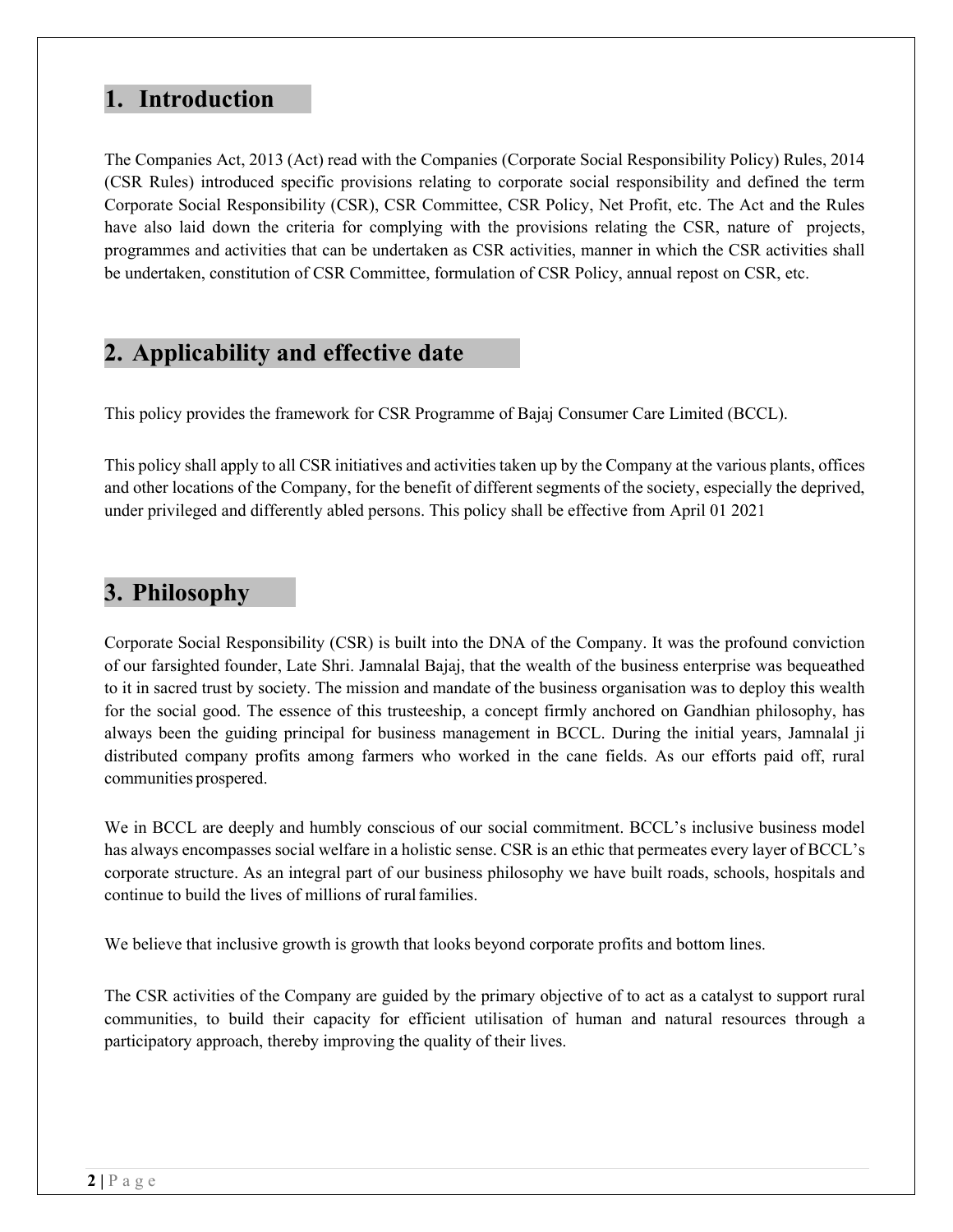## 1. Introduction

The Companies Act, 2013 (Act) read with the Companies (Corporate Social Responsibility Policy) Rules, 2014 (CSR Rules) introduced specific provisions relating to corporate social responsibility and defined the term Corporate Social Responsibility (CSR), CSR Committee, CSR Policy, Net Profit, etc. The Act and the Rules have also laid down the criteria for complying with the provisions relating the CSR, nature of projects, programmes and activities that can be undertaken as CSR activities, manner in which the CSR activities shall be undertaken, constitution of CSR Committee, formulation of CSR Policy, annual repost on CSR, etc.

## 2. Applicability and effective date

This policy provides the framework for CSR Programme of Bajaj Consumer Care Limited (BCCL).

This policy shall apply to all CSR initiatives and activities taken up by the Company at the various plants, offices and other locations of the Company, for the benefit of different segments of the society, especially the deprived, under privileged and differently abled persons. This policy shall be effective from April 01 2021

## 3. Philosophy

Corporate Social Responsibility (CSR) is built into the DNA of the Company. It was the profound conviction of our farsighted founder, Late Shri. Jamnalal Bajaj, that the wealth of the business enterprise was bequeathed to it in sacred trust by society. The mission and mandate of the business organisation was to deploy this wealth for the social good. The essence of this trusteeship, a concept firmly anchored on Gandhian philosophy, has always been the guiding principal for business management in BCCL. During the initial years, Jamnalal ji distributed company profits among farmers who worked in the cane fields. As our efforts paid off, rural communities prospered.

We in BCCL are deeply and humbly conscious of our social commitment. BCCL's inclusive business model has always encompasses social welfare in a holistic sense. CSR is an ethic that permeates every layer of BCCL's corporate structure. As an integral part of our business philosophy we have built roads, schools, hospitals and continue to build the lives of millions of rural families.

We believe that inclusive growth is growth that looks beyond corporate profits and bottom lines.

The CSR activities of the Company are guided by the primary objective of to act as a catalyst to support rural communities, to build their capacity for efficient utilisation of human and natural resources through a participatory approach, thereby improving the quality of their lives.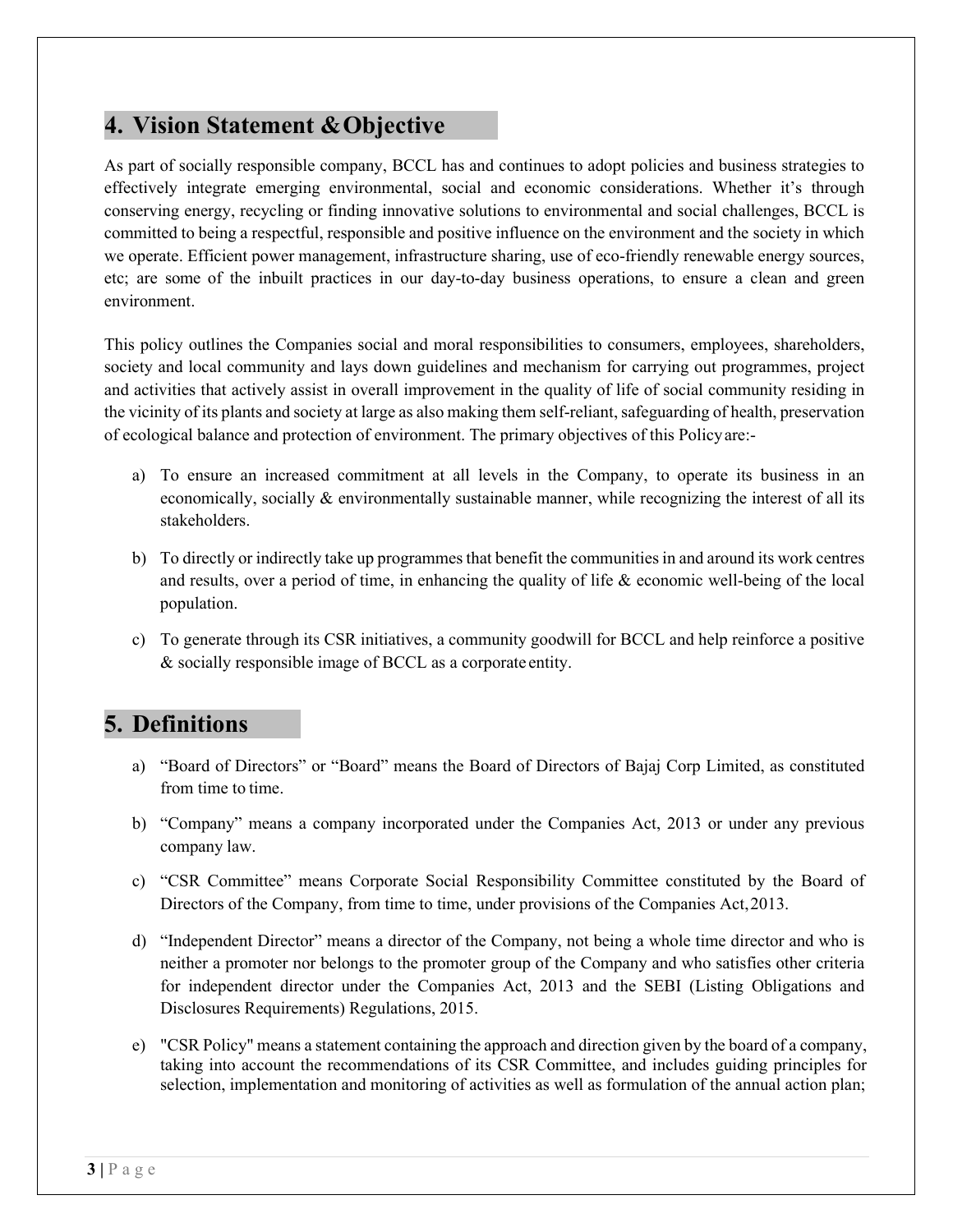## 4. Vision Statement & Objective

As part of socially responsible company, BCCL has and continues to adopt policies and business strategies to effectively integrate emerging environmental, social and economic considerations. Whether it's through conserving energy, recycling or finding innovative solutions to environmental and social challenges, BCCL is committed to being a respectful, responsible and positive influence on the environment and the society in which we operate. Efficient power management, infrastructure sharing, use of eco-friendly renewable energy sources, etc; are some of the inbuilt practices in our day-to-day business operations, to ensure a clean and green environment.

This policy outlines the Companies social and moral responsibilities to consumers, employees, shareholders, society and local community and lays down guidelines and mechanism for carrying out programmes, project and activities that actively assist in overall improvement in the quality of life of social community residing in the vicinity of its plants and society at large as also making them self-reliant, safeguarding of health, preservation of ecological balance and protection of environment. The primary objectives of this Policy are:-

a) To ensure an increased commitment at all levels in the Company, to operate its business in an economically, socially & environmentally sustainable manner, while recognizing the interest of all its stakeholders.

b) To directly or indirectly take up programmes that benefit the communities in and around its work centres and results, over a period of time, in enhancing the quality of life & economic well-being of the local population.

c) To generate through its CSR initiatives, a community goodwill for BCCL and help reinforce a positive & socially responsible image of BCCL as a corporate entity.

## 5. Definitions

a) "Board of Directors" or "Board" means the Board of Directors of Bajaj Corp Limited, as constituted from time to time.

b) "Company" means a company incorporated under the Companies Act, 2013 or under any previous company law.

c) "CSR Committee" means Corporate Social Responsibility Committee constituted by the Board of Directors of the Company, from time to time, under provisions of the Companies Act, 2013.

d) "Independent Director" means a director of the Company, not being a whole time director and who is neither a promoter nor belongs to the promoter group of the Company and who satisfies other criteria for independent director under the Companies Act, 2013 and the SEBI (Listing Obligations and Disclosures Requirements) Regulations, 2015.

e) "CSR Policy" means a statement containing the approach and direction given by the board of a company, taking into account the recommendations of its CSR Committee, and includes guiding principles for selection, implementation and monitoring of activities as well as formulation of the annual action plan;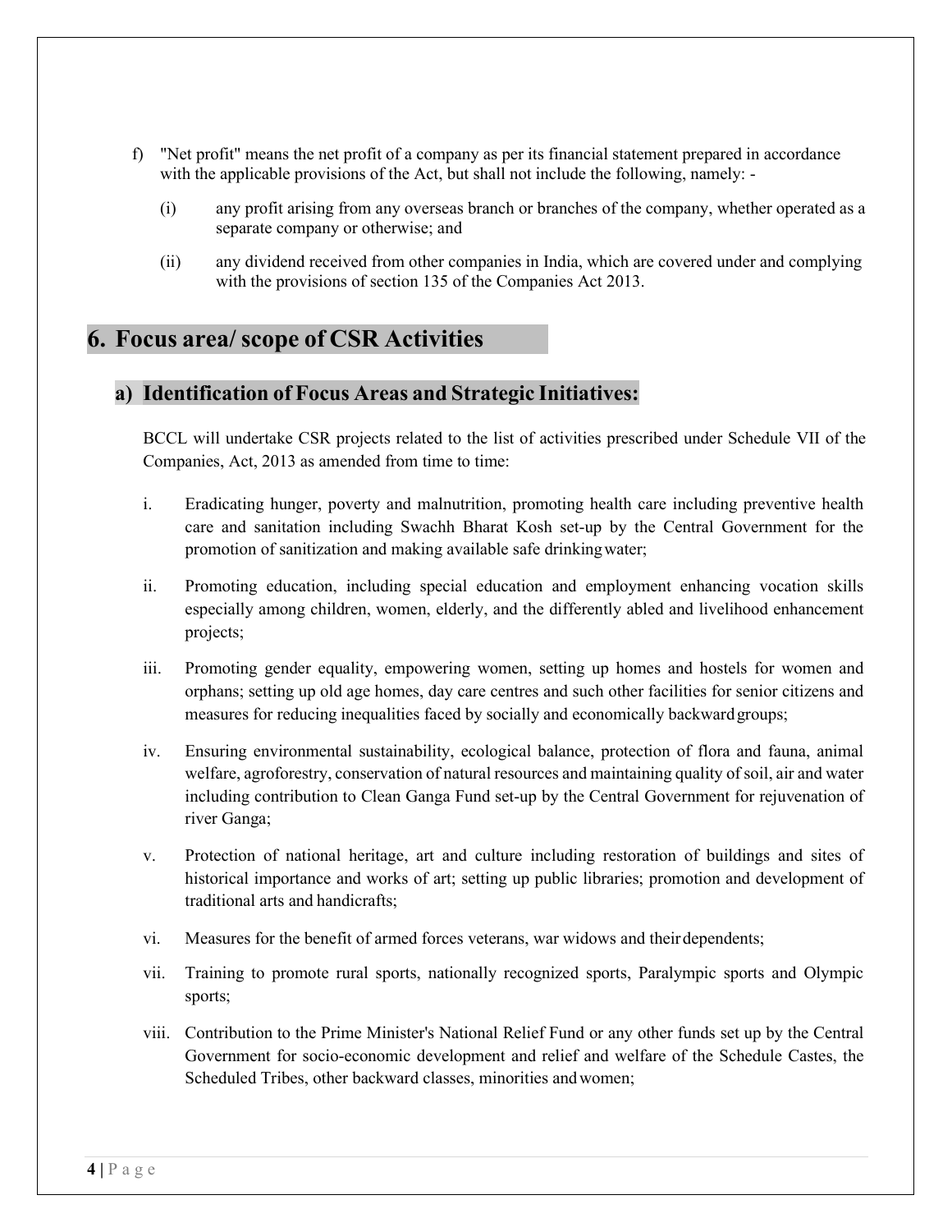f) "Net profit" means the net profit of a company as per its financial statement prepared in accordance with the applicable provisions of the Act, but shall not include the following, namely: -

   (i) any profit arising from any overseas branch or branches of the company, whether operated as a separate company or otherwise; and

   (ii) any dividend received from other companies in India, which are covered under and complying with the provisions of section 135 of the Companies Act 2013.

## 6. Focus area/ scope of CSR Activities

### a) Identification of Focus Areas and Strategic Initiatives:

BCCL will undertake CSR projects related to the list of activities prescribed under Schedule VII of the Companies, Act, 2013 as amended from time to time:

i. Eradicating hunger, poverty and malnutrition, promoting health care including preventive health care and sanitation including Swachh Bharat Kosh set-up by the Central Government for the promotion of sanitization and making available safe drinking water;

ii. Promoting education, including special education and employment enhancing vocation skills especially among children, women, elderly, and the differently abled and livelihood enhancement projects;

iii. Promoting gender equality, empowering women, setting up homes and hostels for women and orphans; setting up old age homes, day care centres and such other facilities for senior citizens and measures for reducing inequalities faced by socially and economically backward groups;

iv. Ensuring environmental sustainability, ecological balance, protection of flora and fauna, animal welfare, agroforestry, conservation of natural resources and maintaining quality of soil, air and water including contribution to Clean Ganga Fund set-up by the Central Government for rejuvenation of river Ganga;

v. Protection of national heritage, art and culture including restoration of buildings and sites of historical importance and works of art; setting up public libraries; promotion and development of traditional arts and handicrafts;

vi. Measures for the benefit of armed forces veterans, war widows and their dependents;

vii. Training to promote rural sports, nationally recognized sports, Paralympic sports and Olympic sports;

viii. Contribution to the Prime Minister's National Relief Fund or any other funds set up by the Central Government for socio-economic development and relief and welfare of the Schedule Castes, the Scheduled Tribes, other backward classes, minorities and women;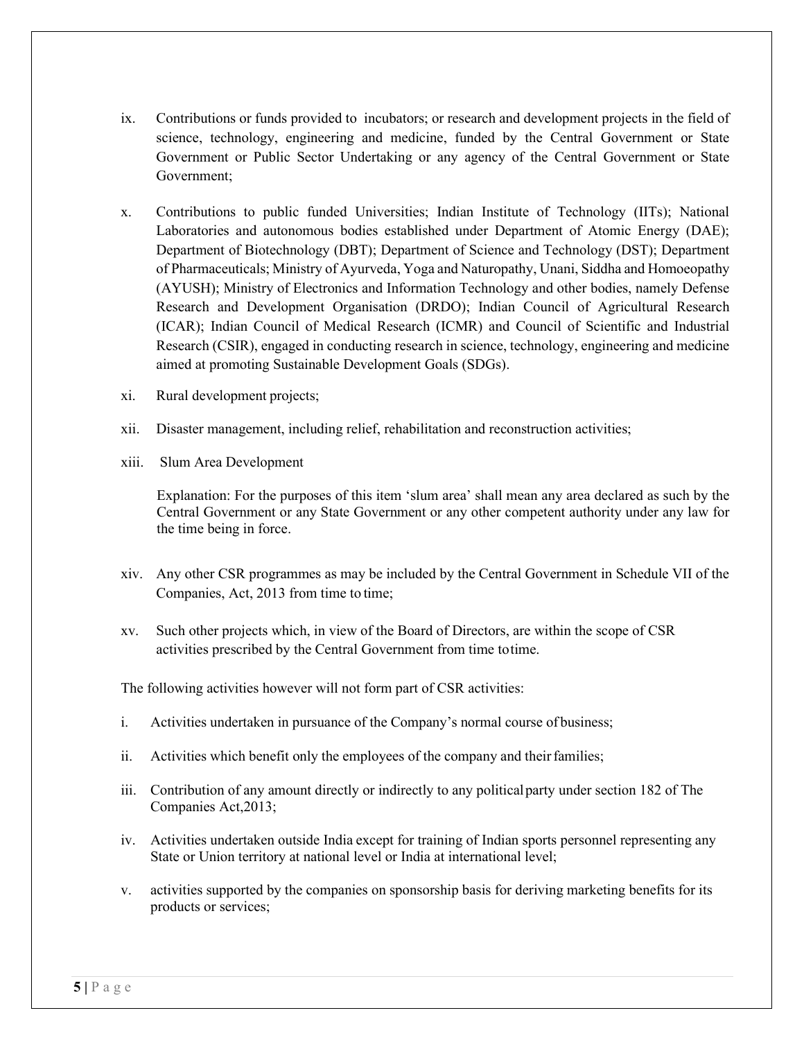ix. Contributions or funds provided to incubators; or research and development projects in the field of science, technology, engineering and medicine, funded by the Central Government or State Government or Public Sector Undertaking or any agency of the Central Government or State Government;

x. Contributions to public funded Universities; Indian Institute of Technology (IITs); National Laboratories and autonomous bodies established under Department of Atomic Energy (DAE); Department of Biotechnology (DBT); Department of Science and Technology (DST); Department of Pharmaceuticals; Ministry of Ayurveda, Yoga and Naturopathy, Unani, Siddha and Homoeopathy (AYUSH); Ministry of Electronics and Information Technology and other bodies, namely Defense Research and Development Organisation (DRDO); Indian Council of Agricultural Research (ICAR); Indian Council of Medical Research (ICMR) and Council of Scientific and Industrial Research (CSIR), engaged in conducting research in science, technology, engineering and medicine aimed at promoting Sustainable Development Goals (SDGs).

xi. Rural development projects;

xii. Disaster management, including relief, rehabilitation and reconstruction activities;

xiii. Slum Area Development

Explanation: For the purposes of this item 'slum area' shall mean any area declared as such by the Central Government or any State Government or any other competent authority under any law for the time being in force.

xiv. Any other CSR programmes as may be included by the Central Government in Schedule VII of the Companies, Act, 2013 from time to time;

xv. Such other projects which, in view of the Board of Directors, are within the scope of CSR activities prescribed by the Central Government from time to time.

The following activities however will not form part of CSR activities:

i. Activities undertaken in pursuance of the Company's normal course of business;

ii. Activities which benefit only the employees of the company and their families;

iii. Contribution of any amount directly or indirectly to any political party under section 182 of The Companies Act,2013;

iv. Activities undertaken outside India except for training of Indian sports personnel representing any State or Union territory at national level or India at international level;

v. activities supported by the companies on sponsorship basis for deriving marketing benefits for its products or services;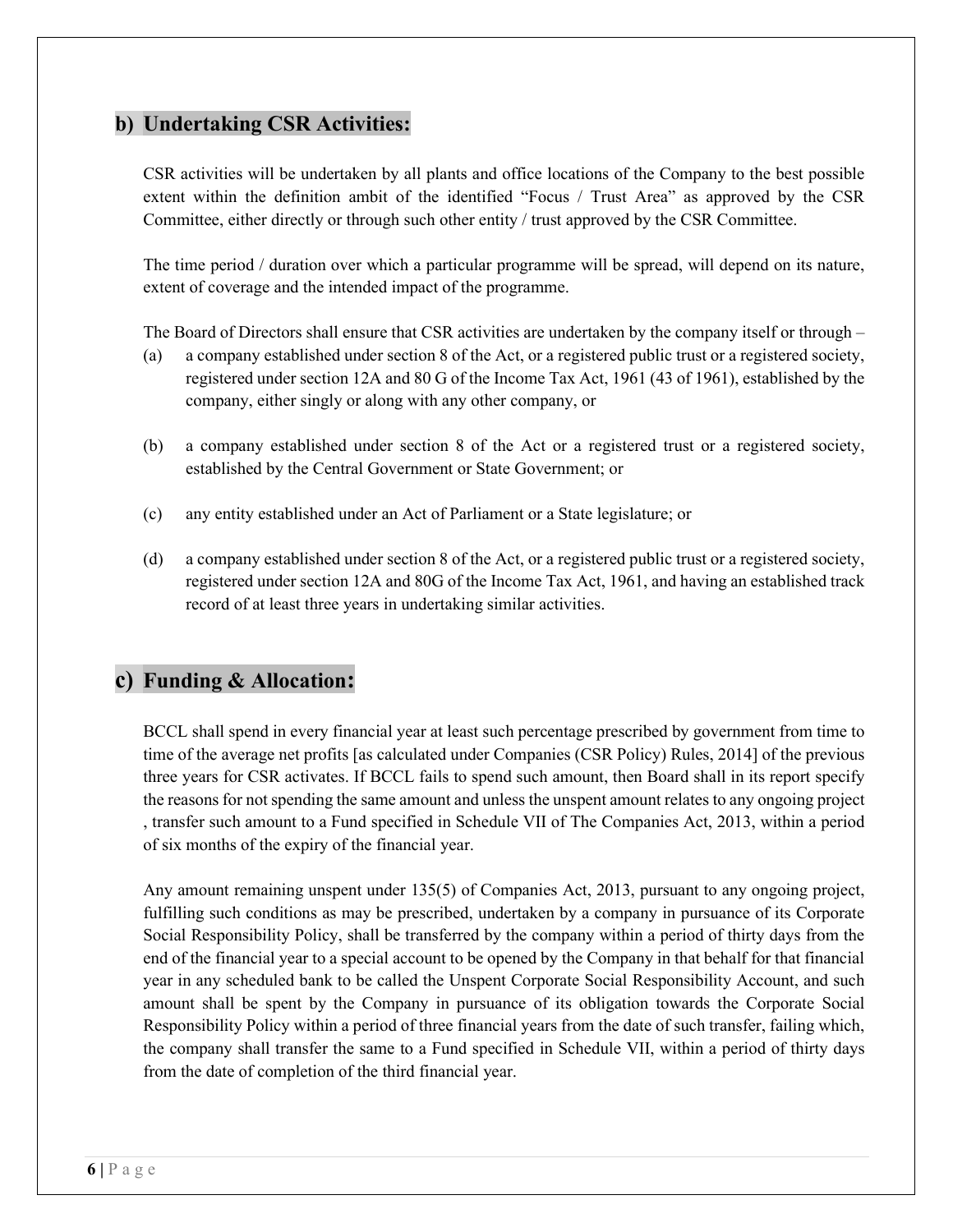## b) Undertaking CSR Activities:

CSR activities will be undertaken by all plants and office locations of the Company to the best possible extent within the definition ambit of the identified "Focus / Trust Area" as approved by the CSR Committee, either directly or through such other entity / trust approved by the CSR Committee.

The time period / duration over which a particular programme will be spread, will depend on its nature, extent of coverage and the intended impact of the programme.

The Board of Directors shall ensure that CSR activities are undertaken by the company itself or through –

(a) a company established under section 8 of the Act, or a registered public trust or a registered society, registered under section 12A and 80 G of the Income Tax Act, 1961 (43 of 1961), established by the company, either singly or along with any other company, or

(b) a company established under section 8 of the Act or a registered trust or a registered society, established by the Central Government or State Government; or

(c) any entity established under an Act of Parliament or a State legislature; or

(d) a company established under section 8 of the Act, or a registered public trust or a registered society, registered under section 12A and 80G of the Income Tax Act, 1961, and having an established track record of at least three years in undertaking similar activities.

## c) Funding & Allocation:

BCCL shall spend in every financial year at least such percentage prescribed by government from time to time of the average net profits [as calculated under Companies (CSR Policy) Rules, 2014] of the previous three years for CSR activates. If BCCL fails to spend such amount, then Board shall in its report specify the reasons for not spending the same amount and unless the unspent amount relates to any ongoing project , transfer such amount to a Fund specified in Schedule VII of The Companies Act, 2013, within a period of six months of the expiry of the financial year.

Any amount remaining unspent under 135(5) of Companies Act, 2013, pursuant to any ongoing project, fulfilling such conditions as may be prescribed, undertaken by a company in pursuance of its Corporate Social Responsibility Policy, shall be transferred by the company within a period of thirty days from the end of the financial year to a special account to be opened by the Company in that behalf for that financial year in any scheduled bank to be called the Unspent Corporate Social Responsibility Account, and such amount shall be spent by the Company in pursuance of its obligation towards the Corporate Social Responsibility Policy within a period of three financial years from the date of such transfer, failing which, the company shall transfer the same to a Fund specified in Schedule VII, within a period of thirty days from the date of completion of the third financial year.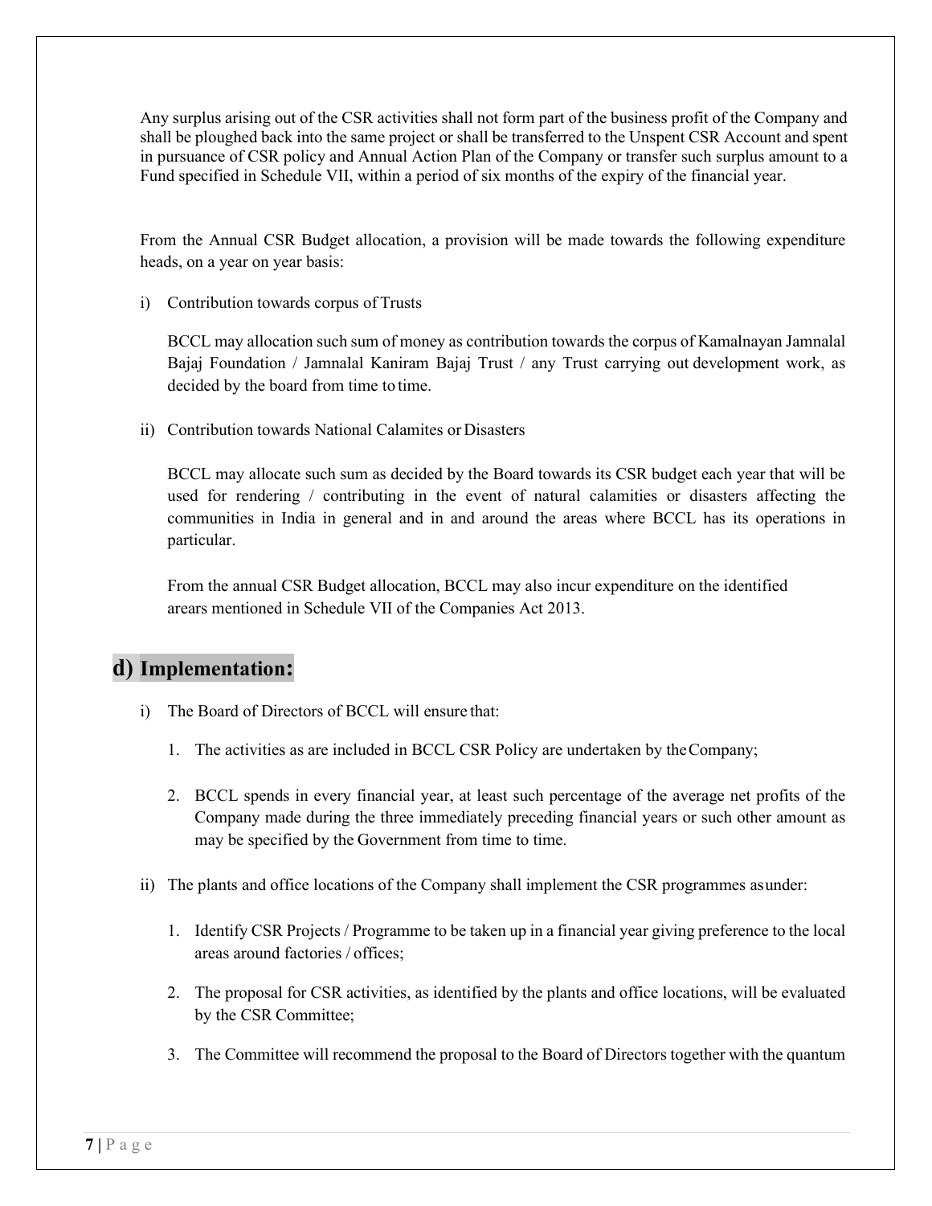Any surplus arising out of the CSR activities shall not form part of the business profit of the Company and shall be ploughed back into the same project or shall be transferred to the Unspent CSR Account and spent in pursuance of CSR policy and Annual Action Plan of the Company or transfer such surplus amount to a Fund specified in Schedule VII, within a period of six months of the expiry of the financial year.

From the Annual CSR Budget allocation, a provision will be made towards the following expenditure heads, on a year on year basis:

i) Contribution towards corpus of Trusts

   BCCL may allocation such sum of money as contribution towards the corpus of Kamalnayan Jamnalal Bajaj Foundation / Jamnalal Kaniram Bajaj Trust / any Trust carrying out development work, as decided by the board from time to time.

ii) Contribution towards National Calamites or Disasters

   BCCL may allocate such sum as decided by the Board towards its CSR budget each year that will be used for rendering / contributing in the event of natural calamities or disasters affecting the communities in India in general and in and around the areas where BCCL has its operations in particular.

   From the annual CSR Budget allocation, BCCL may also incur expenditure on the identified arears mentioned in Schedule VII of the Companies Act 2013.

## d) Implementation:

i) The Board of Directors of BCCL will ensure that:

   1. The activities as are included in BCCL CSR Policy are undertaken by the Company;

   2. BCCL spends in every financial year, at least such percentage of the average net profits of the Company made during the three immediately preceding financial years or such other amount as may be specified by the Government from time to time.

ii) The plants and office locations of the Company shall implement the CSR programmes as under:

   1. Identify CSR Projects / Programme to be taken up in a financial year giving preference to the local areas around factories / offices;

   2. The proposal for CSR activities, as identified by the plants and office locations, will be evaluated by the CSR Committee;

   3. The Committee will recommend the proposal to the Board of Directors together with the quantum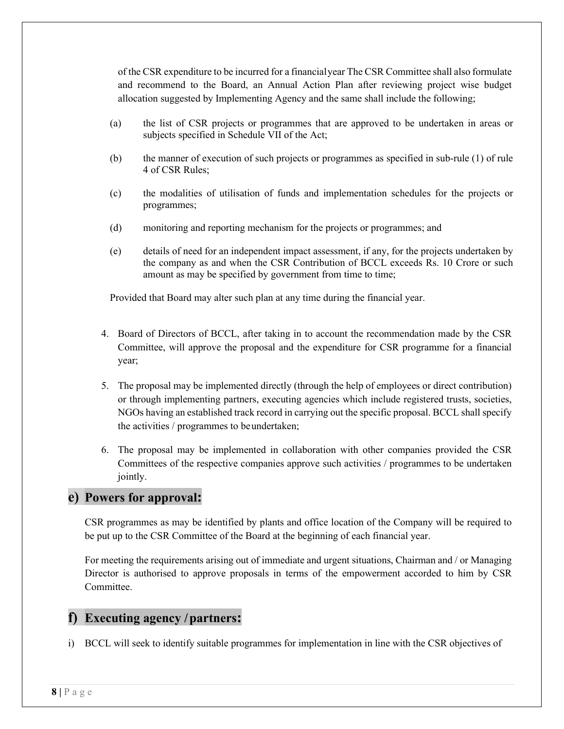of the CSR expenditure to be incurred for a financial year The CSR Committee shall also formulate and recommend to the Board, an Annual Action Plan after reviewing project wise budget allocation suggested by Implementing Agency and the same shall include the following;

(a) the list of CSR projects or programmes that are approved to be undertaken in areas or subjects specified in Schedule VII of the Act;

(b) the manner of execution of such projects or programmes as specified in sub-rule (1) of rule 4 of CSR Rules;

(c) the modalities of utilisation of funds and implementation schedules for the projects or programmes;

(d) monitoring and reporting mechanism for the projects or programmes; and

(e) details of need for an independent impact assessment, if any, for the projects undertaken by the company as and when the CSR Contribution of BCCL exceeds Rs. 10 Crore or such amount as may be specified by government from time to time;

Provided that Board may alter such plan at any time during the financial year.

4. Board of Directors of BCCL, after taking in to account the recommendation made by the CSR Committee, will approve the proposal and the expenditure for CSR programme for a financial year;
5. The proposal may be implemented directly (through the help of employees or direct contribution) or through implementing partners, executing agencies which include registered trusts, societies, NGOs having an established track record in carrying out the specific proposal. BCCL shall specify the activities / programmes to be undertaken;
6. The proposal may be implemented in collaboration with other companies provided the CSR Committees of the respective companies approve such activities / programmes to be undertaken jointly.

## e) Powers for approval:

CSR programmes as may be identified by plants and office location of the Company will be required to be put up to the CSR Committee of the Board at the beginning of each financial year.

For meeting the requirements arising out of immediate and urgent situations, Chairman and / or Managing Director is authorised to approve proposals in terms of the empowerment accorded to him by CSR Committee.

## f) Executing agency / partners:

i) BCCL will seek to identify suitable programmes for implementation in line with the CSR objectives of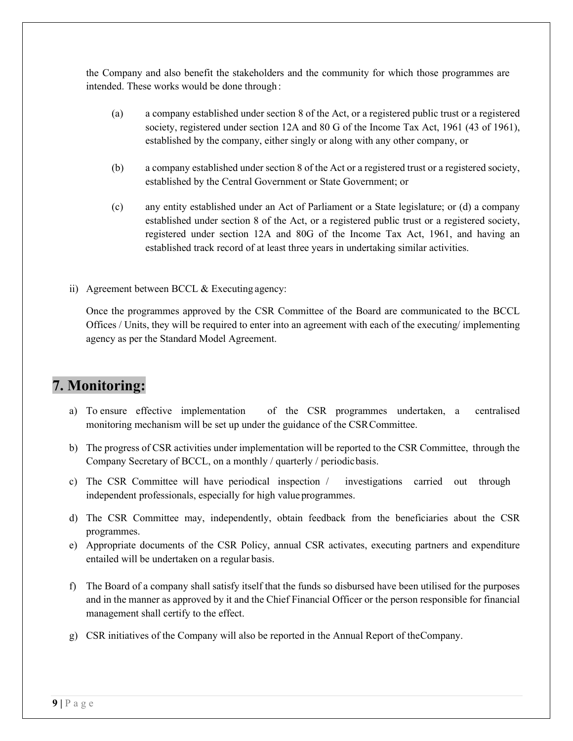the Company and also benefit the stakeholders and the community for which those programmes are intended. These works would be done through :

(a) a company established under section 8 of the Act, or a registered public trust or a registered society, registered under section 12A and 80 G of the Income Tax Act, 1961 (43 of 1961), established by the company, either singly or along with any other company, or

(b) a company established under section 8 of the Act or a registered trust or a registered society, established by the Central Government or State Government; or

(c) any entity established under an Act of Parliament or a State legislature; or (d) a company established under section 8 of the Act, or a registered public trust or a registered society, registered under section 12A and 80G of the Income Tax Act, 1961, and having an established track record of at least three years in undertaking similar activities.

ii) Agreement between BCCL & Executing agency:

Once the programmes approved by the CSR Committee of the Board are communicated to the BCCL Offices / Units, they will be required to enter into an agreement with each of the executing/ implementing agency as per the Standard Model Agreement.

## 7. Monitoring:

a) To ensure effective implementation of the CSR programmes undertaken, a centralised monitoring mechanism will be set up under the guidance of the CSR Committee.

b) The progress of CSR activities under implementation will be reported to the CSR Committee, through the Company Secretary of BCCL, on a monthly / quarterly / periodic basis.

c) The CSR Committee will have periodical inspection / investigations carried out through independent professionals, especially for high value programmes.

d) The CSR Committee may, independently, obtain feedback from the beneficiaries about the CSR programmes.

e) Appropriate documents of the CSR Policy, annual CSR activates, executing partners and expenditure entailed will be undertaken on a regular basis.

f) The Board of a company shall satisfy itself that the funds so disbursed have been utilised for the purposes and in the manner as approved by it and the Chief Financial Officer or the person responsible for financial management shall certify to the effect.

g) CSR initiatives of the Company will also be reported in the Annual Report of the Company.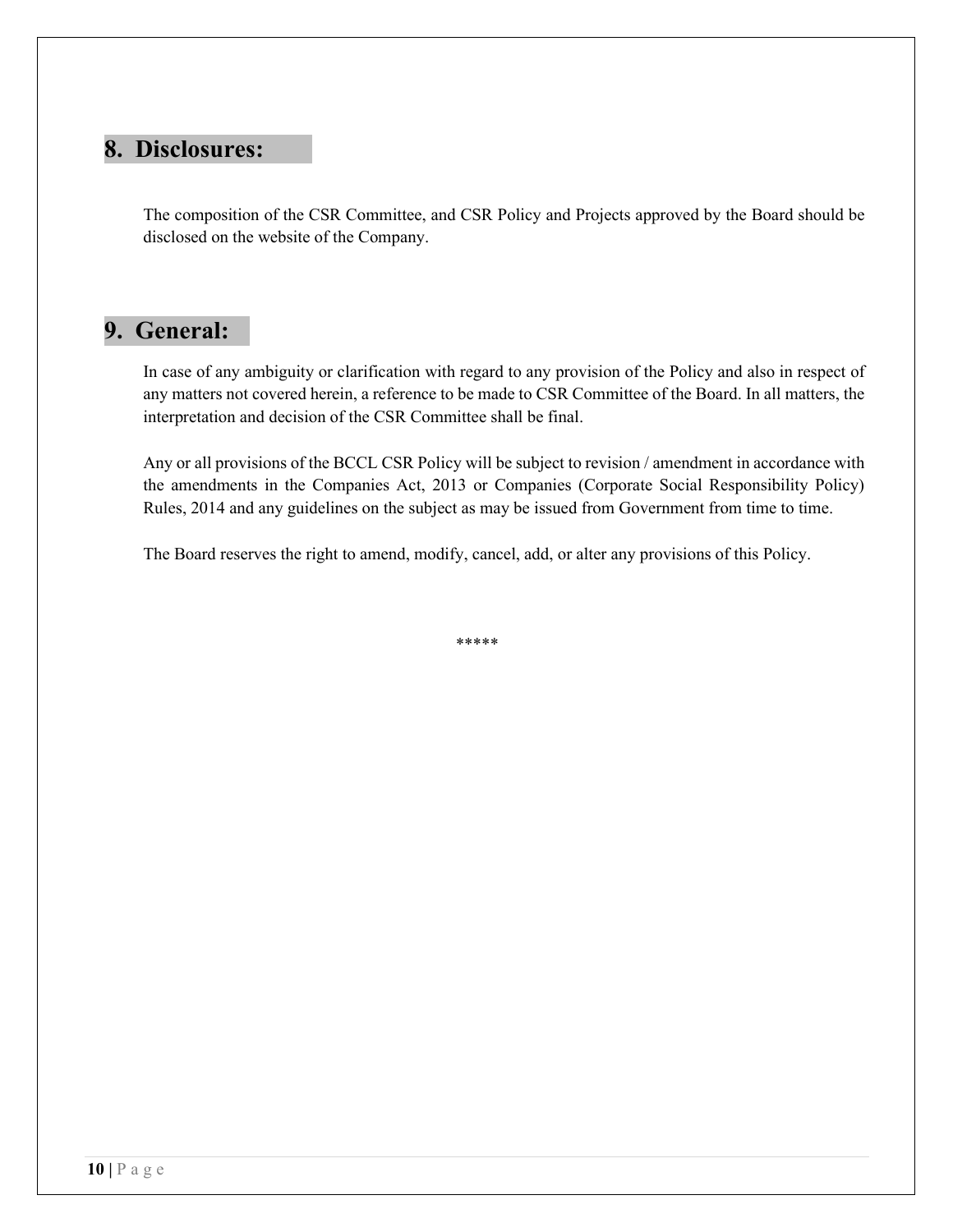## 8. Disclosures:

The composition of the CSR Committee, and CSR Policy and Projects approved by the Board should be disclosed on the website of the Company.

## 9. General:

In case of any ambiguity or clarification with regard to any provision of the Policy and also in respect of any matters not covered herein, a reference to be made to CSR Committee of the Board. In all matters, the interpretation and decision of the CSR Committee shall be final.

Any or all provisions of the BCCL CSR Policy will be subject to revision / amendment in accordance with the amendments in the Companies Act, 2013 or Companies (Corporate Social Responsibility Policy) Rules, 2014 and any guidelines on the subject as may be issued from Government from time to time.

The Board reserves the right to amend, modify, cancel, add, or alter any provisions of this Policy.

*****